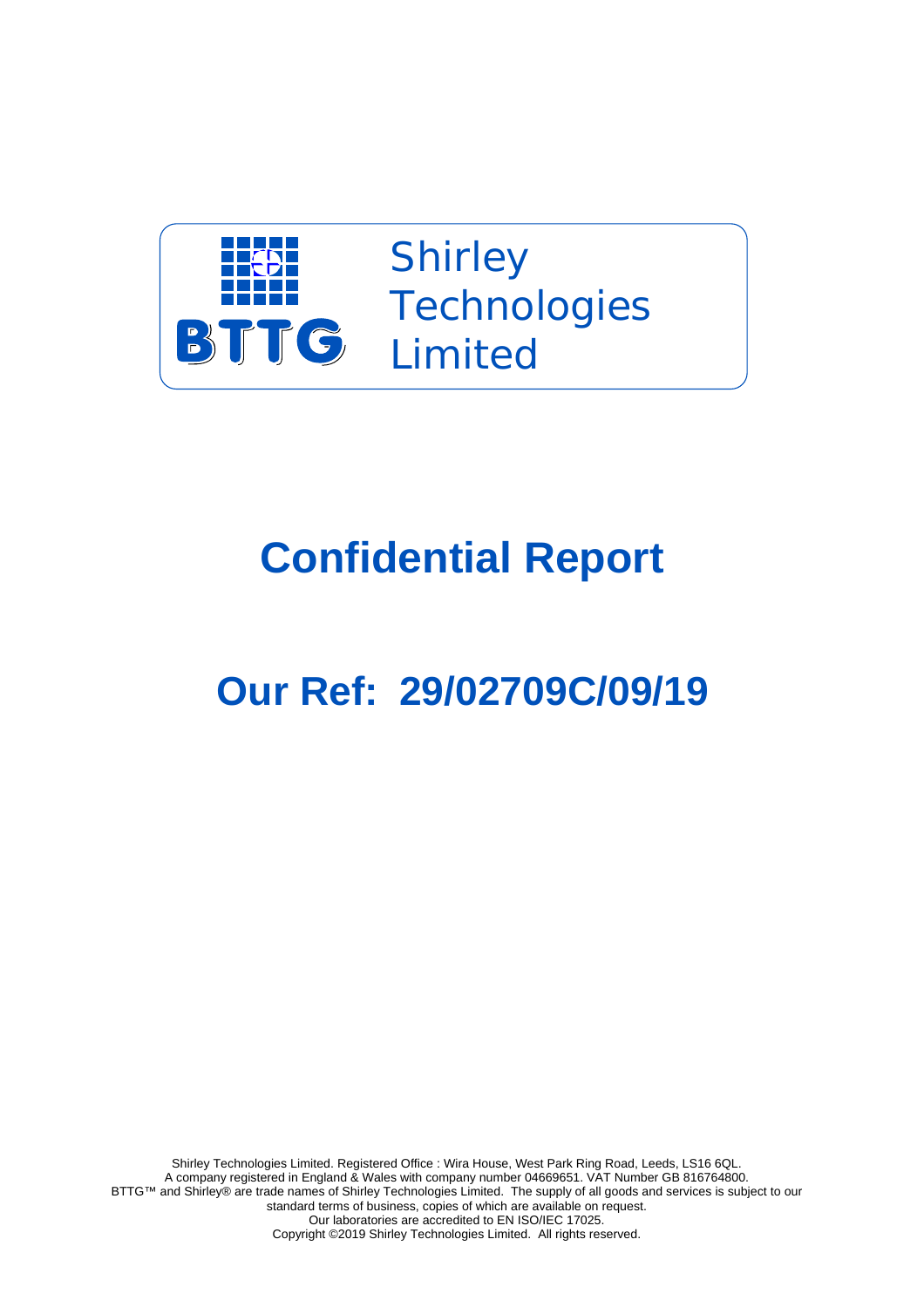BTTG

Shirley Technologies Limited

# Confidential Report

# Our Ref: 29/02709C/09/19

Shirley Technologies Limited. Registered Office : Wira House, West Park Ring Road, Leeds, LS16 6QL.
A company registered in England & Wales with company number 04669651. VAT Number GB 816764800.
BTTG™ and Shirley® are trade names of Shirley Technologies Limited. The supply of all goods and services is subject to our standard terms of business, copies of which are available on request.
Our laboratories are accredited to EN ISO/IEC 17025.
Copyright ©2019 Shirley Technologies Limited. All rights reserved.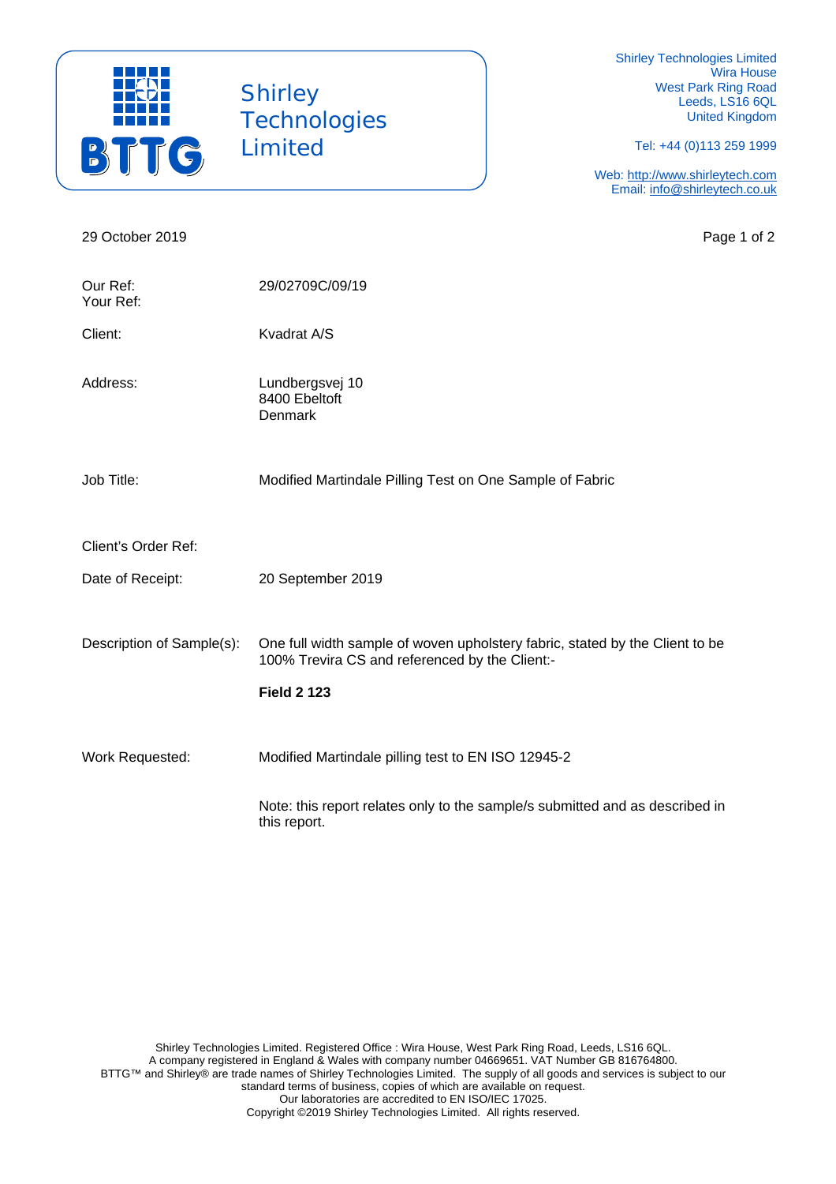Shirley Technologies Limited
Wira House
West Park Ring Road
Leeds, LS16 6QL
United Kingdom

Tel: +44 (0)113 259 1999

Web: http://www.shirleytech.com
Email: info@shirleytech.co.uk

BTTG

Shirley Technologies Limited

29 October 2019

| | |
|---|---|
| Our Ref:<br>Your Ref: | 29/02709C/09/19 |
| Client: | Kvadrat A/S |
| Address: | Lundbergsvej 10<br>8400 Ebeltoft<br>Denmark |
| Job Title: | Modified Martindale Pilling Test on One Sample of Fabric |
| Client's Order Ref: | |
| Date of Receipt: | 20 September 2019 |
| Description of Sample(s): | One full width sample of woven upholstery fabric, stated by the Client to be 100% Trevira CS and referenced by the Client:-<br><br>**Field 2 123** |
| Work Requested: | Modified Martindale pilling test to EN ISO 12945-2<br><br>Note: this report relates only to the sample/s submitted and as described in this report. |

Shirley Technologies Limited. Registered Office : Wira House, West Park Ring Road, Leeds, LS16 6QL.
A company registered in England & Wales with company number 04669651. VAT Number GB 816764800.
BTTG™ and Shirley® are trade names of Shirley Technologies Limited. The supply of all goods and services is subject to our standard terms of business, copies of which are available on request.
Our laboratories are accredited to EN ISO/IEC 17025.
Copyright ©2019 Shirley Technologies Limited. All rights reserved.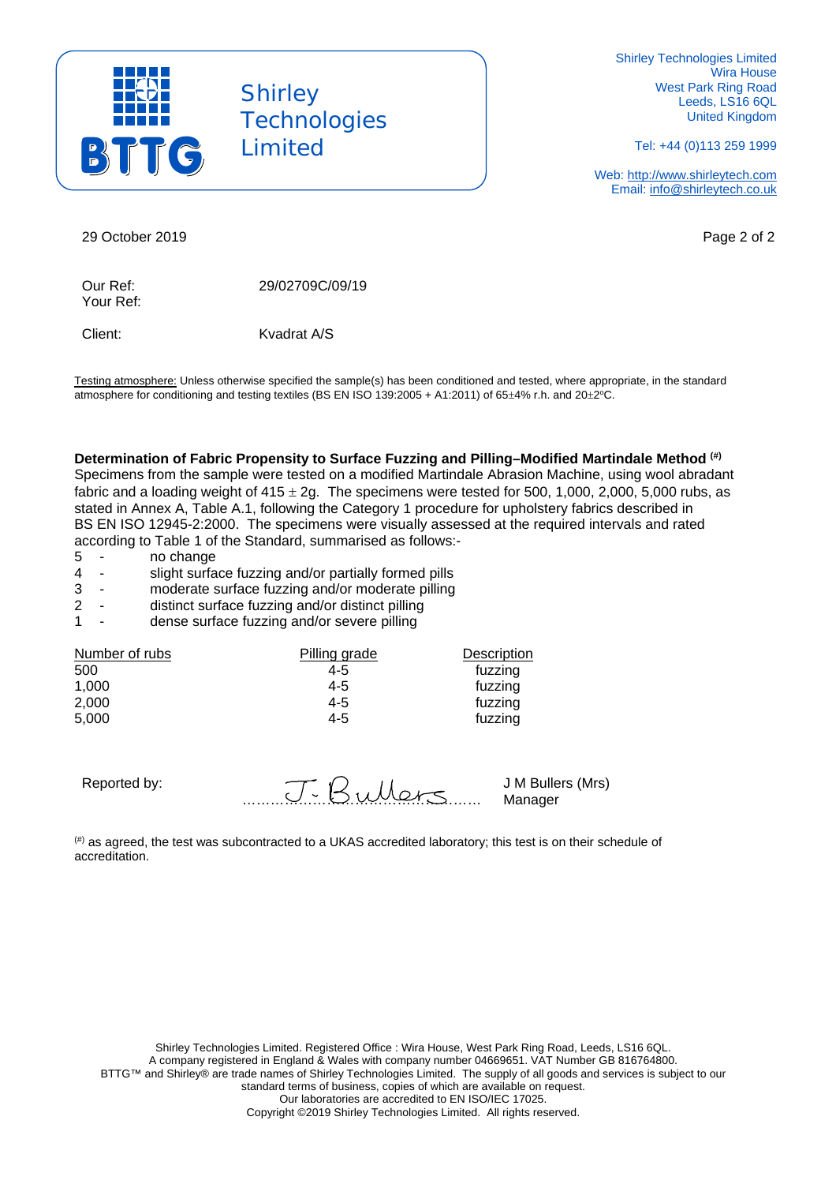Shirley Technologies Limited

Shirley Technologies Limited
Wira House
West Park Ring Road
Leeds, LS16 6QL
United Kingdom

Tel: +44 (0)113 259 1999

Web: http://www.shirleytech.com
Email: info@shirleytech.co.uk

29 October 2019

Our Ref: 29/02709C/09/19
Your Ref:

Client: Kvadrat A/S

Testing atmosphere: Unless otherwise specified the sample(s) has been conditioned and tested, where appropriate, in the standard atmosphere for conditioning and testing textiles (BS EN ISO 139:2005 + A1:2011) of 65±4% r.h. and 20±2ºC.

**Determination of Fabric Propensity to Surface Fuzzing and Pilling–Modified Martindale Method (#)**

Specimens from the sample were tested on a modified Martindale Abrasion Machine, using wool abradant fabric and a loading weight of 415 ± 2g. The specimens were tested for 500, 1,000, 2,000, 5,000 rubs, as stated in Annex A, Table A.1, following the Category 1 procedure for upholstery fabrics described in BS EN ISO 12945-2:2000. The specimens were visually assessed at the required intervals and rated according to Table 1 of the Standard, summarised as follows:-

5 - no change
4 - slight surface fuzzing and/or partially formed pills
3 - moderate surface fuzzing and/or moderate pilling
2 - distinct surface fuzzing and/or distinct pilling
1 - dense surface fuzzing and/or severe pilling

| Number of rubs | Pilling grade | Description |
|---|---|---|
| 500 | 4-5 | fuzzing |
| 1,000 | 4-5 | fuzzing |
| 2,000 | 4-5 | fuzzing |
| 5,000 | 4-5 | fuzzing |

Reported by: J. Bullers J M Bullers (Mrs)
Manager

(#) as agreed, the test was subcontracted to a UKAS accredited laboratory; this test is on their schedule of accreditation.

Shirley Technologies Limited. Registered Office : Wira House, West Park Ring Road, Leeds, LS16 6QL.
A company registered in England & Wales with company number 04669651. VAT Number GB 816764800.
BTTG™ and Shirley® are trade names of Shirley Technologies Limited. The supply of all goods and services is subject to our standard terms of business, copies of which are available on request.
Our laboratories are accredited to EN ISO/IEC 17025.
Copyright ©2019 Shirley Technologies Limited. All rights reserved.